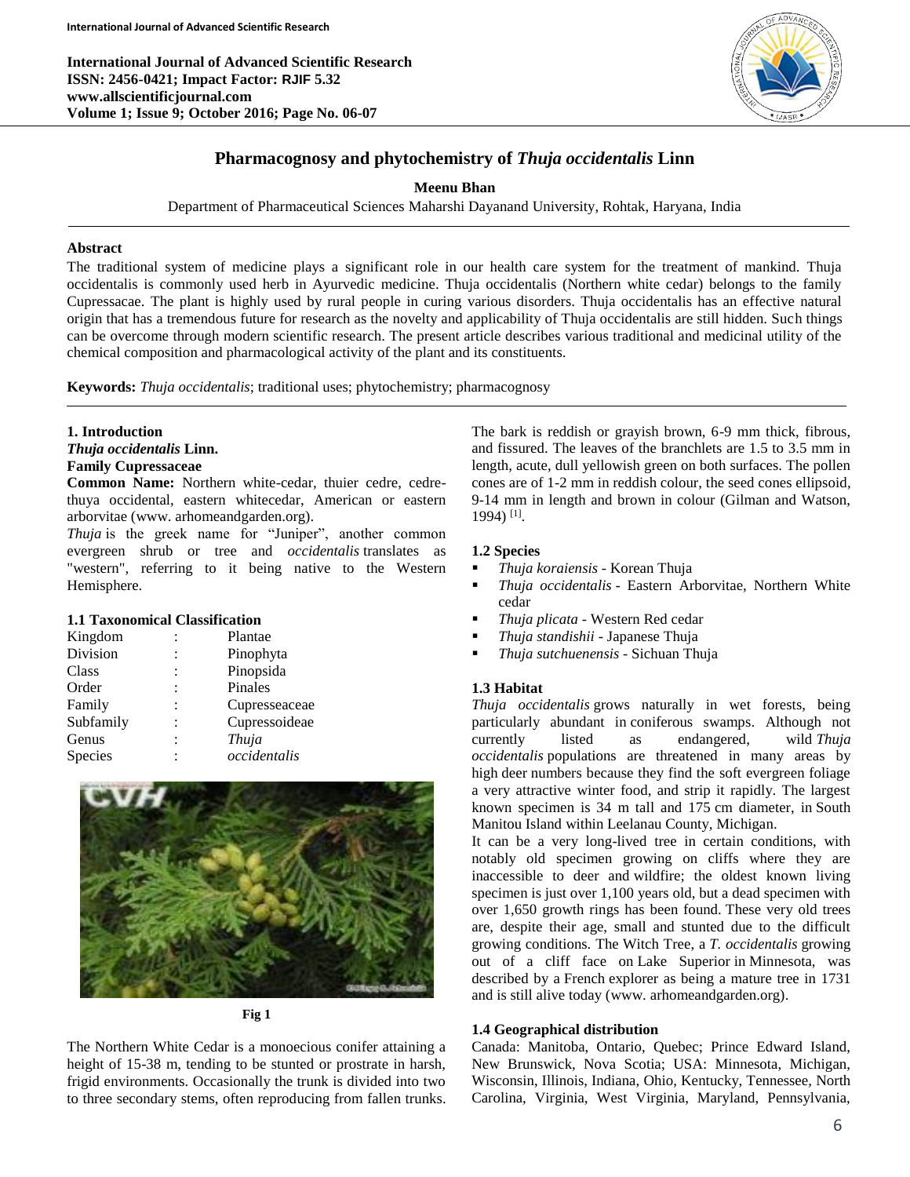# Pharmacognosy and phytochemistry of *Thuja occidentalis* Linn

**Meenu Bhan**

Department of Pharmaceutical Sciences Maharshi Dayanand University, Rohtak, Haryana, India

## Abstract

The traditional system of medicine plays a significant role in our health care system for the treatment of mankind. Thuja occidentalis is commonly used herb in Ayurvedic medicine. Thuja occidentalis (Northern white cedar) belongs to the family Cupressacae. The plant is highly used by rural people in curing various disorders. Thuja occidentalis has an effective natural origin that has a tremendous future for research as the novelty and applicability of Thuja occidentalis are still hidden. Such things can be overcome through modern scientific research. The present article describes various traditional and medicinal utility of the chemical composition and pharmacological activity of the plant and its constituents.

**Keywords:** *Thuja occidentalis*; traditional uses; phytochemistry; pharmacognosy

## 1. Introduction

***Thuja occidentalis* Linn.**

**Family Cupressaceae**

**Common Name:** Northern white-cedar, thuier cedre, cedre-thuya occidental, eastern whitecedar, American or eastern arborvitae (www. arhomeandgarden.org).

*Thuja* is the greek name for "Juniper", another common evergreen shrub or tree and *occidentalis* translates as "western", referring to it being native to the Western Hemisphere.

### 1.1 Taxonomical Classification

| | | |
|---|---|---|
| Kingdom | : | Plantae |
| Division | : | Pinophyta |
| Class | : | Pinopsida |
| Order | : | Pinales |
| Family | : | Cupresseaceae |
| Subfamily | : | Cupressoideae |
| Genus | : | *Thuja* |
| Species | : | *occidentalis* |

Fig 1

The Northern White Cedar is a monoecious conifer attaining a height of 15-38 m, tending to be stunted or prostrate in harsh, frigid environments. Occasionally the trunk is divided into two to three secondary stems, often reproducing from fallen trunks. The bark is reddish or grayish brown, 6-9 mm thick, fibrous, and fissured. The leaves of the branchlets are 1.5 to 3.5 mm in length, acute, dull yellowish green on both surfaces. The pollen cones are of 1-2 mm in reddish colour, the seed cones ellipsoid, 9-14 mm in length and brown in colour (Gilman and Watson, 1994) [1].

### 1.2 Species

- *Thuja koraiensis* - Korean Thuja
- *Thuja occidentalis* - Eastern Arborvitae, Northern White cedar
- *Thuja plicata* - Western Red cedar
- *Thuja standishii* - Japanese Thuja
- *Thuja sutchuenensis* - Sichuan Thuja

### 1.3 Habitat

*Thuja occidentalis* grows naturally in wet forests, being particularly abundant in coniferous swamps. Although not currently listed as endangered, wild *Thuja occidentalis* populations are threatened in many areas by high deer numbers because they find the soft evergreen foliage a very attractive winter food, and strip it rapidly. The largest known specimen is 34 m tall and 175 cm diameter, in South Manitou Island within Leelanau County, Michigan.

It can be a very long-lived tree in certain conditions, with notably old specimen growing on cliffs where they are inaccessible to deer and wildfire; the oldest known living specimen is just over 1,100 years old, but a dead specimen with over 1,650 growth rings has been found. These very old trees are, despite their age, small and stunted due to the difficult growing conditions. The Witch Tree, a *T. occidentalis* growing out of a cliff face on Lake Superior in Minnesota, was described by a French explorer as being a mature tree in 1731 and is still alive today (www. arhomeandgarden.org).

### 1.4 Geographical distribution

Canada: Manitoba, Ontario, Quebec; Prince Edward Island, New Brunswick, Nova Scotia; USA: Minnesota, Michigan, Wisconsin, Illinois, Indiana, Ohio, Kentucky, Tennessee, North Carolina, Virginia, West Virginia, Maryland, Pennsylvania,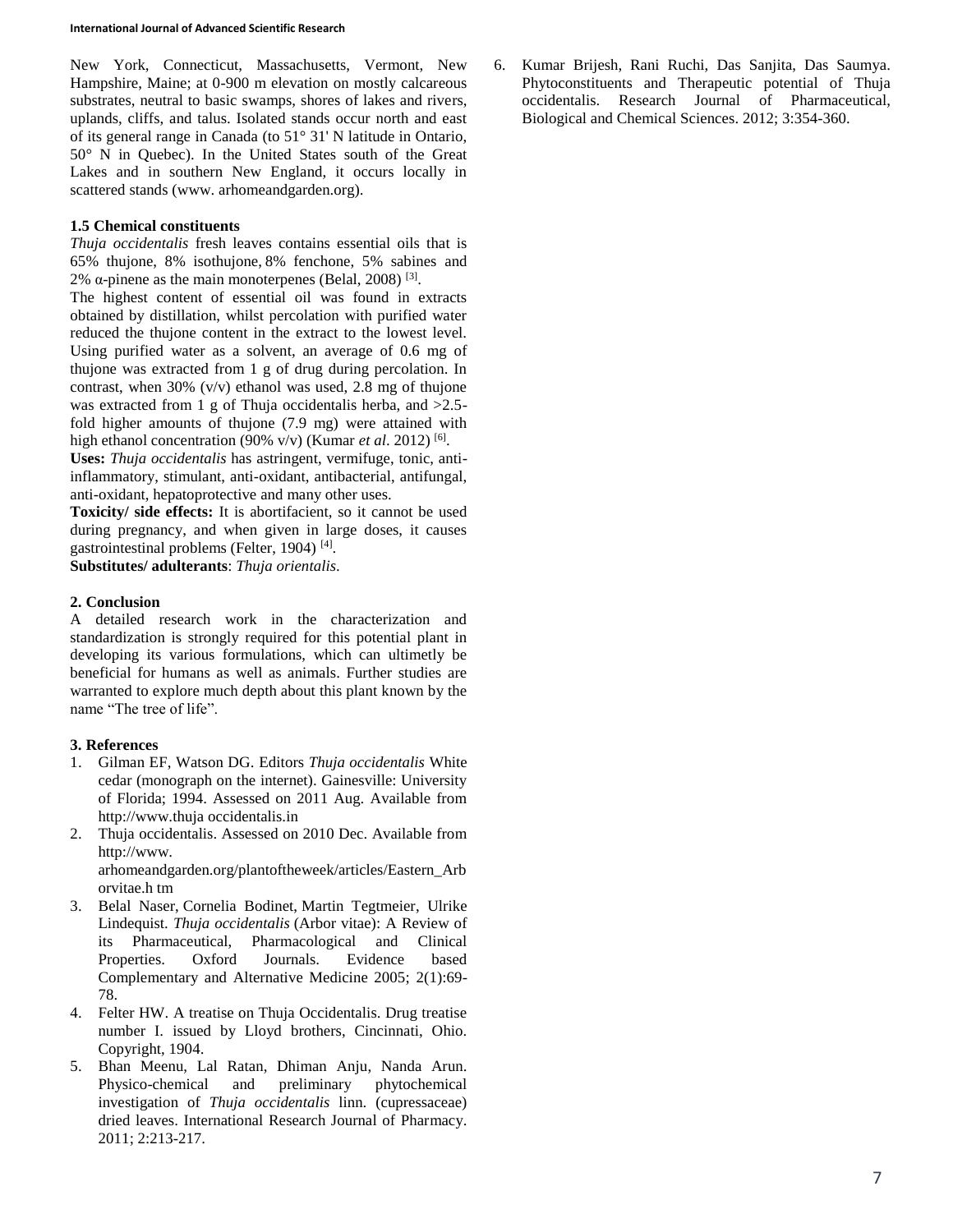New York, Connecticut, Massachusetts, Vermont, New Hampshire, Maine; at 0-900 m elevation on mostly calcareous substrates, neutral to basic swamps, shores of lakes and rivers, uplands, cliffs, and talus. Isolated stands occur north and east of its general range in Canada (to 51° 31' N latitude in Ontario, 50° N in Quebec). In the United States south of the Great Lakes and in southern New England, it occurs locally in scattered stands (www. arhomeandgarden.org).

### 1.5 Chemical constituents

*Thuja occidentalis* fresh leaves contains essential oils that is 65% thujone, 8% isothujone, 8% fenchone, 5% sabines and 2% α-pinene as the main monoterpenes (Belal, 2008) [3].

The highest content of essential oil was found in extracts obtained by distillation, whilst percolation with purified water reduced the thujone content in the extract to the lowest level. Using purified water as a solvent, an average of 0.6 mg of thujone was extracted from 1 g of drug during percolation. In contrast, when 30% (v/v) ethanol was used, 2.8 mg of thujone was extracted from 1 g of Thuja occidentalis herba, and >2.5-fold higher amounts of thujone (7.9 mg) were attained with high ethanol concentration (90% v/v) (Kumar *et al*. 2012) [6].

**Uses:** *Thuja occidentalis* has astringent, vermifuge, tonic, anti-inflammatory, stimulant, anti-oxidant, antibacterial, antifungal, anti-oxidant, hepatoprotective and many other uses.

**Toxicity/ side effects:** It is abortifacient, so it cannot be used during pregnancy, and when given in large doses, it causes gastrointestinal problems (Felter, 1904) [4].

**Substitutes/ adulterants**: *Thuja orientalis.*

## 2. Conclusion

A detailed research work in the characterization and standardization is strongly required for this potential plant in developing its various formulations, which can ultimetly be beneficial for humans as well as animals. Further studies are warranted to explore much depth about this plant known by the name "The tree of life".

## 3. References

1. Gilman EF, Watson DG. Editors *Thuja occidentalis* White cedar (monograph on the internet). Gainesville: University of Florida; 1994. Assessed on 2011 Aug. Available from http://www.thuja occidentalis.in
2. Thuja occidentalis. Assessed on 2010 Dec. Available from http://www. arhomeandgarden.org/plantoftheweek/articles/Eastern_Arborvitae.h tm
3. Belal Naser, Cornelia Bodinet, Martin Tegtmeier, Ulrike Lindequist. *Thuja occidentalis* (Arbor vitae): A Review of its Pharmaceutical, Pharmacological and Clinical Properties. Oxford Journals. Evidence based Complementary and Alternative Medicine 2005; 2(1):69-78.
4. Felter HW. A treatise on Thuja Occidentalis. Drug treatise number I. issued by Lloyd brothers, Cincinnati, Ohio. Copyright, 1904.
5. Bhan Meenu, Lal Ratan, Dhiman Anju, Nanda Arun. Physico-chemical and preliminary phytochemical investigation of *Thuja occidentalis* linn. (cupressaceae) dried leaves. International Research Journal of Pharmacy. 2011; 2:213-217.
6. Kumar Brijesh, Rani Ruchi, Das Sanjita, Das Saumya. Phytoconstituents and Therapeutic potential of Thuja occidentalis. Research Journal of Pharmaceutical, Biological and Chemical Sciences. 2012; 3:354-360.